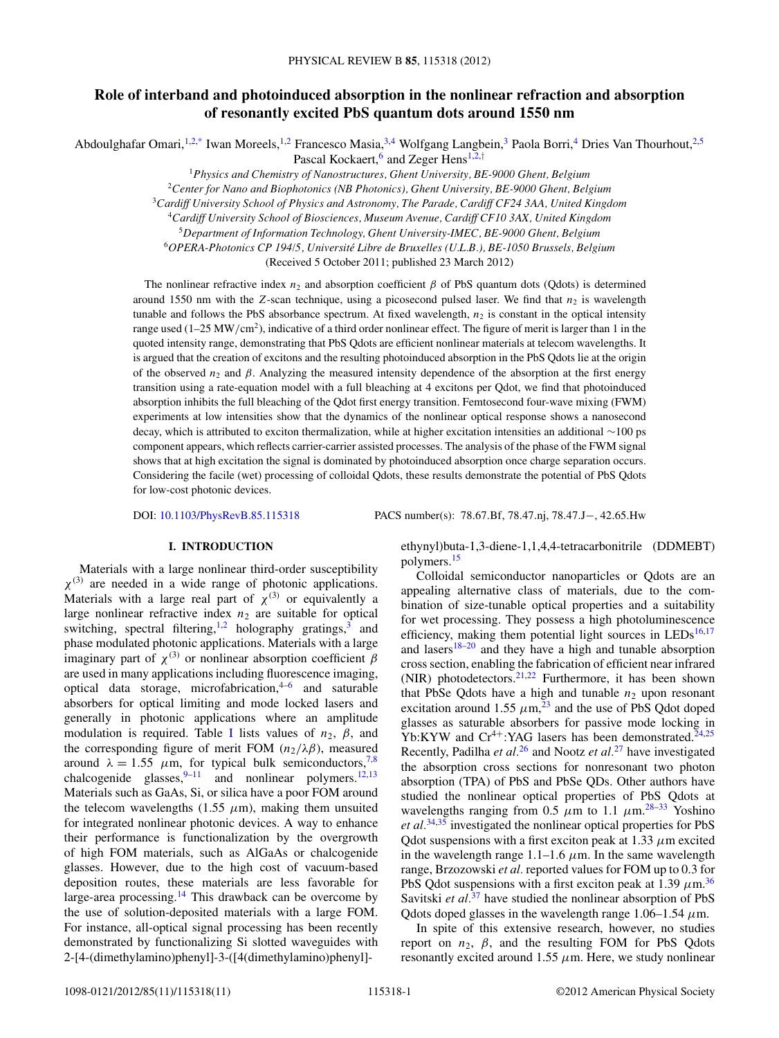# Role of interband and photoinduced absorption in the nonlinear refraction and absorption of resonantly excited PbS quantum dots around 1550 nm

Abdoulghafar Omari,[1,2,*] Iwan Moreels,[1,2] Francesco Masia,[3,4] Wolfgang Langbein,[3] Paola Borri,[4] Dries Van Thourhout,[2,5] Pascal Kockaert,[6] and Zeger Hens[1,2,†]

[1] *Physics and Chemistry of Nanostructures, Ghent University, BE-9000 Ghent, Belgium*

[2] *Center for Nano and Biophotonics (NB Photonics), Ghent University, BE-9000 Ghent, Belgium*

[3] *Cardiff University School of Physics and Astronomy, The Parade, Cardiff CF24 3AA, United Kingdom*

[4] *Cardiff University School of Biosciences, Museum Avenue, Cardiff CF10 3AX, United Kingdom*

[5] *Department of Information Technology, Ghent University-IMEC, BE-9000 Ghent, Belgium*

[6] *OPERA-Photonics CP 194/5, Université Libre de Bruxelles (U.L.B.), BE-1050 Brussels, Belgium*

(Received 5 October 2011; published 23 March 2012)

The nonlinear refractive index $n_2$ and absorption coefficient $\beta$ of PbS quantum dots (Qdots) is determined around 1550 nm with the $Z$-scan technique, using a picosecond pulsed laser. We find that $n_2$ is wavelength tunable and follows the PbS absorbance spectrum. At fixed wavelength, $n_2$ is constant in the optical intensity range used (1–25 MW/cm$^2$), indicative of a third order nonlinear effect. The figure of merit is larger than 1 in the quoted intensity range, demonstrating that PbS Qdots are efficient nonlinear materials at telecom wavelengths. It is argued that the creation of excitons and the resulting photoinduced absorption in the PbS Qdots lie at the origin of the observed $n_2$ and $\beta$. Analyzing the measured intensity dependence of the absorption at the first energy transition using a rate-equation model with a full bleaching at 4 excitons per Qdot, we find that photoinduced absorption inhibits the full bleaching of the Qdot first energy transition. Femtosecond four-wave mixing (FWM) experiments at low intensities show that the dynamics of the nonlinear optical response shows a nanosecond decay, which is attributed to exciton thermalization, while at higher excitation intensities an additional ∼100 ps component appears, which reflects carrier-carrier assisted processes. The analysis of the phase of the FWM signal shows that at high excitation the signal is dominated by photoinduced absorption once charge separation occurs. Considering the facile (wet) processing of colloidal Qdots, these results demonstrate the potential of PbS Qdots for low-cost photonic devices.

DOI: 10.1103/PhysRevB.85.115318 PACS number(s): 78.67.Bf, 78.47.nj, 78.47.J−, 42.65.Hw

## I. INTRODUCTION

Materials with a large nonlinear third-order susceptibility $\chi^{(3)}$ are needed in a wide range of photonic applications. Materials with a large real part of $\chi^{(3)}$ or equivalently a large nonlinear refractive index $n_2$ are suitable for optical switching, spectral filtering,[1,2] holography gratings,[3] and phase modulated photonic applications. Materials with a large imaginary part of $\chi^{(3)}$ or nonlinear absorption coefficient $\beta$ are used in many applications including fluorescence imaging, optical data storage, microfabrication,[4–6] and saturable absorbers for optical limiting and mode locked lasers and generally in photonic applications where an amplitude modulation is required. Table I lists values of $n_2$, $\beta$, and the corresponding figure of merit FOM ($n_2/\lambda\beta$), measured around $\lambda = 1.55$ $\mu$m, for typical bulk semiconductors,[7,8] chalcogenide glasses,[9–11] and nonlinear polymers.[12,13] Materials such as GaAs, Si, or silica have a poor FOM around the telecom wavelengths (1.55 $\mu$m), making them unsuited for integrated nonlinear photonic devices. A way to enhance their performance is functionalization by the overgrowth of high FOM materials, such as AlGaAs or chalcogenide glasses. However, due to the high cost of vacuum-based deposition routes, these materials are less favorable for large-area processing.[14] This drawback can be overcome by the use of solution-deposited materials with a large FOM. For instance, all-optical signal processing has been recently demonstrated by functionalizing Si slotted waveguides with 2-[4-(dimethylamino)phenyl]-3-([4(dimethylamino)phenyl]-ethynyl)buta-1,3-diene-1,1,4,4-tetracarbonitrile (DDMEBT) polymers.[15]

Colloidal semiconductor nanoparticles or Qdots are an appealing alternative class of materials, due to the combination of size-tunable optical properties and a suitability for wet processing. They possess a high photoluminescence efficiency, making them potential light sources in LEDs[16,17] and lasers[18–20] and they have a high and tunable absorption cross section, enabling the fabrication of efficient near infrared (NIR) photodetectors.[21,22] Furthermore, it has been shown that PbSe Qdots have a high and tunable $n_2$ upon resonant excitation around 1.55 $\mu$m,[23] and the use of PbS Qdot doped glasses as saturable absorbers for passive mode locking in Yb:KYW and Cr$^{4+}$:YAG lasers has been demonstrated.[24,25] Recently, Padilha *et al.*[26] and Nootz *et al.*[27] have investigated the absorption cross sections for nonresonant two photon absorption (TPA) of PbS and PbSe QDs. Other authors have studied the nonlinear optical properties of PbS Qdots at wavelengths ranging from 0.5 $\mu$m to 1.1 $\mu$m.[28–33] Yoshino *et al.*[34,35] investigated the nonlinear optical properties for PbS Qdot suspensions with a first exciton peak at 1.33 $\mu$m excited in the wavelength range 1.1–1.6 $\mu$m. In the same wavelength range, Brzozowski *et al.* reported values for FOM up to 0.3 for PbS Qdot suspensions with a first exciton peak at 1.39 $\mu$m.[36] Savitski *et al.*[37] have studied the nonlinear absorption of PbS Qdots doped glasses in the wavelength range 1.06–1.54 $\mu$m.

In spite of this extensive research, however, no studies report on $n_2$, $\beta$, and the resulting FOM for PbS Qdots resonantly excited around 1.55 $\mu$m. Here, we study nonlinear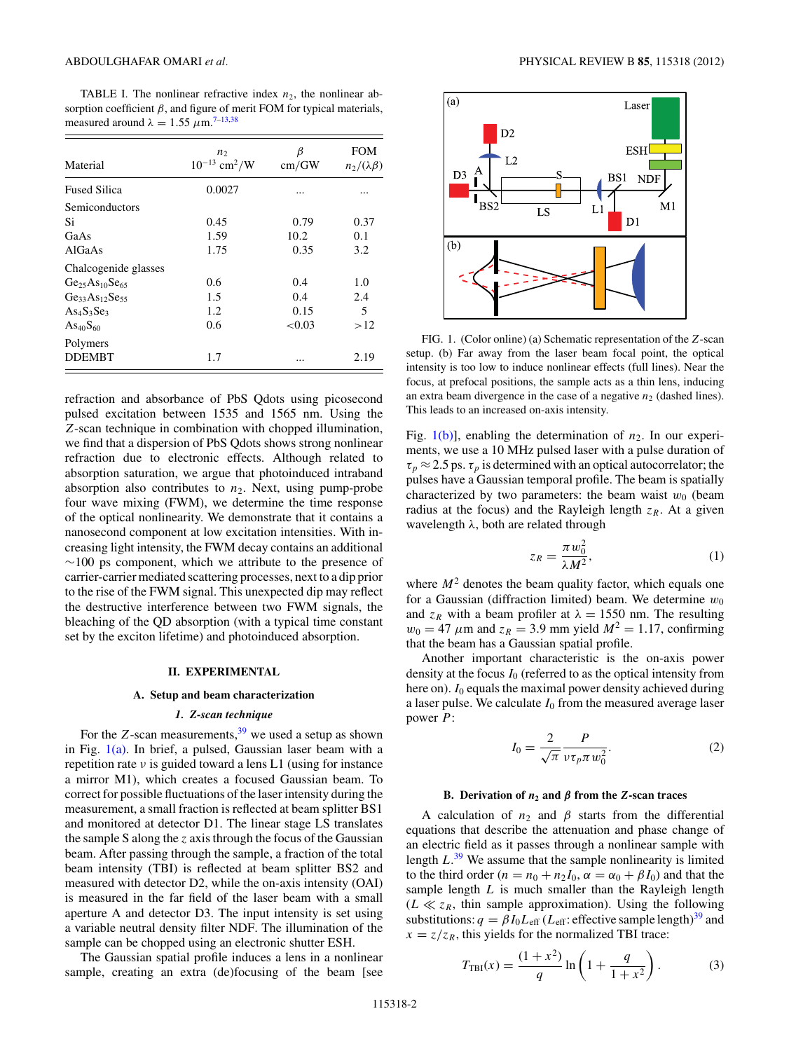TABLE I. The nonlinear refractive index $n_2$, the nonlinear absorption coefficient $\beta$, and figure of merit FOM for typical materials, measured around $\lambda = 1.55$ $\mu$m.[7–13,38]

| Material | $n_2$ $10^{-13}$ cm$^2$/W | $\beta$ cm/GW | FOM $n_2/(\lambda\beta)$ |
|---|---|---|---|
| Fused Silica | 0.0027 | ... | ... |
| Semiconductors | | | |
| Si | 0.45 | 0.79 | 0.37 |
| GaAs | 1.59 | 10.2 | 0.1 |
| AlGaAs | 1.75 | 0.35 | 3.2 |
| Chalcogenide glasses | | | |
| $Ge_{25}As_{10}Se_{65}$ | 0.6 | 0.4 | 1.0 |
| $Ge_{33}As_{12}Se_{55}$ | 1.5 | 0.4 | 2.4 |
| $As_4S_3Se_3$ | 1.2 | 0.15 | 5 |
| $As_{40}S_{60}$ | 0.6 | <0.03 | >12 |
| Polymers | | | |
| DDEMBT | 1.7 | ... | 2.19 |

refraction and absorbance of PbS Qdots using picosecond pulsed excitation between 1535 and 1565 nm. Using the $Z$-scan technique in combination with chopped illumination, we find that a dispersion of PbS Qdots shows strong nonlinear refraction due to electronic effects. Although related to absorption saturation, we argue that photoinduced intraband absorption also contributes to $n_2$. Next, using pump-probe four wave mixing (FWM), we determine the time response of the optical nonlinearity. We demonstrate that it contains a nanosecond component at low excitation intensities. With increasing light intensity, the FWM decay contains an additional ~100 ps component, which we attribute to the presence of carrier-carrier mediated scattering processes, next to a dip prior to the rise of the FWM signal. This unexpected dip may reflect the destructive interference between two FWM signals, the bleaching of the QD absorption (with a typical time constant set by the exciton lifetime) and photoinduced absorption.

## II. EXPERIMENTAL

### A. Setup and beam characterization

#### 1. Z-scan technique

For the $Z$-scan measurements,[39] we used a setup as shown in Fig. 1(a). In brief, a pulsed, Gaussian laser beam with a repetition rate $\nu$ is guided toward a lens L1 (using for instance a mirror M1), which creates a focused Gaussian beam. To correct for possible fluctuations of the laser intensity during the measurement, a small fraction is reflected at beam splitter BS1 and monitored at detector D1. The linear stage LS translates the sample S along the $z$ axis through the focus of the Gaussian beam. After passing through the sample, a fraction of the total beam intensity (TBI) is reflected at beam splitter BS2 and measured with detector D2, while the on-axis intensity (OAI) is measured in the far field of the laser beam with a small aperture A and detector D3. The input intensity is set using a variable neutral density filter NDF. The illumination of the sample can be chopped using an electronic shutter ESH.

The Gaussian spatial profile induces a lens in a nonlinear sample, creating an extra (de)focusing of the beam [see Fig. 1(b)], enabling the determination of $n_2$. In our experiments, we use a 10 MHz pulsed laser with a pulse duration of $\tau_p \approx 2.5$ ps. $\tau_p$ is determined with an optical autocorrelator; the pulses have a Gaussian temporal profile. The beam is spatially characterized by two parameters: the beam waist $w_0$ (beam radius at the focus) and the Rayleigh length $z_R$. At a given wavelength $\lambda$, both are related through

FIG. 1. (Color online) (a) Schematic representation of the $Z$-scan setup. (b) Far away from the laser beam focal point, the optical intensity is too low to induce nonlinear effects (full lines). Near the focus, at prefocal positions, the sample acts as a thin lens, inducing an extra beam divergence in the case of a negative $n_2$ (dashed lines). This leads to an increased on-axis intensity.

$$z_R = \frac{\pi w_0^2}{\lambda M^2}, \tag{1}$$

where $M^2$ denotes the beam quality factor, which equals one for a Gaussian (diffraction limited) beam. We determine $w_0$ and $z_R$ with a beam profiler at $\lambda = 1550$ nm. The resulting $w_0 = 47$ $\mu$m and $z_R = 3.9$ mm yield $M^2 = 1.17$, confirming that the beam has a Gaussian spatial profile.

Another important characteristic is the on-axis power density at the focus $I_0$ (referred to as the optical intensity from here on). $I_0$ equals the maximal power density achieved during a laser pulse. We calculate $I_0$ from the measured average laser power $P$:

$$I_0 = \frac{2}{\sqrt{\pi}} \frac{P}{\nu \tau_p \pi w_0^2}. \tag{2}$$

### B. Derivation of $n_2$ and $\beta$ from the Z-scan traces

A calculation of $n_2$ and $\beta$ starts from the differential equations that describe the attenuation and phase change of an electric field as it passes through a nonlinear sample with length $L$.[39] We assume that the sample nonlinearity is limited to the third order ($n = n_0 + n_2 I_0$, $\alpha = \alpha_0 + \beta I_0$) and that the sample length $L$ is much smaller than the Rayleigh length ($L \ll z_R$, thin sample approximation). Using the following substitutions: $q = \beta I_0 L_{\text{eff}}$ ($L_{\text{eff}}$: effective sample length)[39] and $x = z/z_R$, this yields for the normalized TBI trace:

$$T_{\text{TBI}}(x) = \frac{(1+x^2)}{q} \ln\left(1 + \frac{q}{1+x^2}\right). \tag{3}$$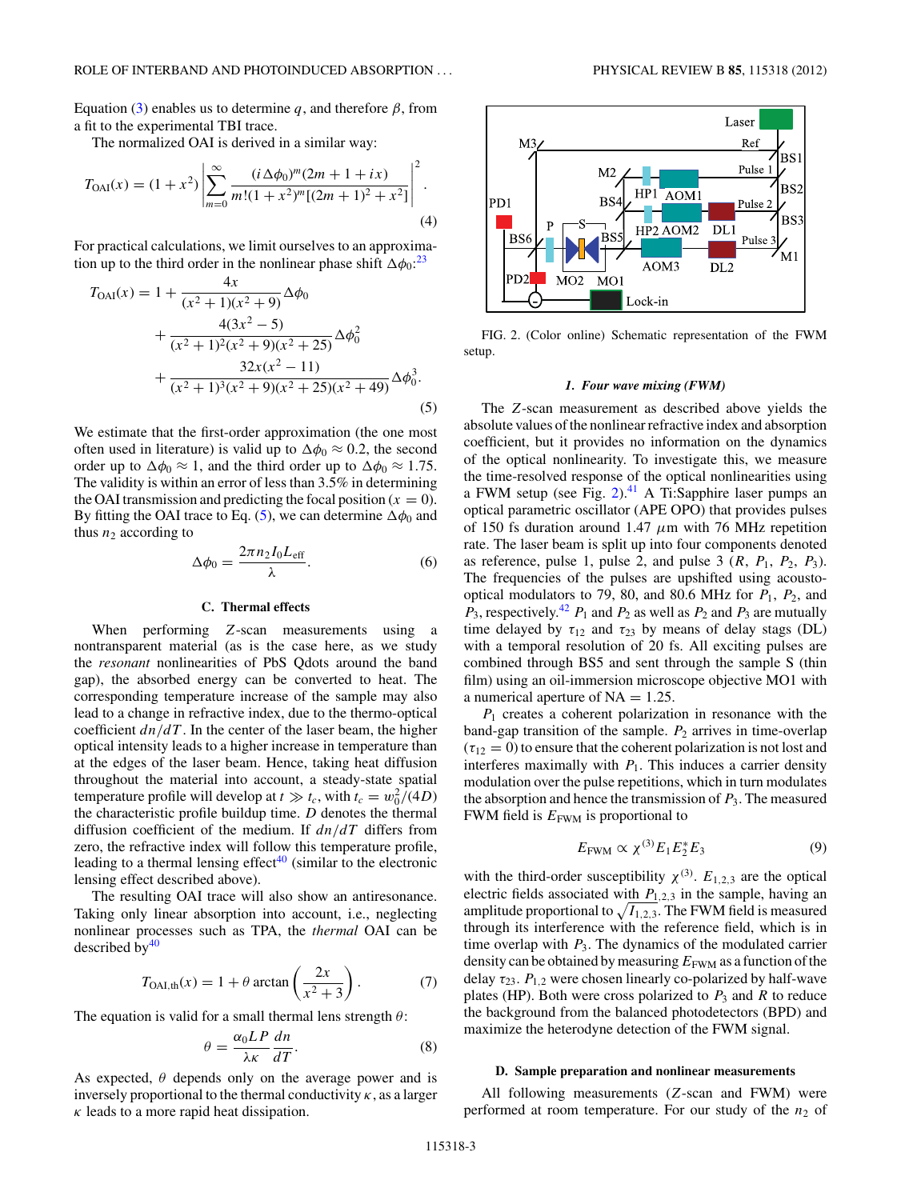Equation (3) enables us to determine $q$, and therefore $\beta$, from a fit to the experimental TBI trace.

The normalized OAI is derived in a similar way:

$$T_{\mathrm{OAI}}(x) = (1+x^2)\left|\sum_{m=0}^{\infty}\frac{(i\Delta\phi_0)^m(2m+1+ix)}{m!(1+x^2)^m[(2m+1)^2+x^2]}\right|^2. \quad (4)$$

For practical calculations, we limit ourselves to an approximation up to the third order in the nonlinear phase shift $\Delta\phi_0$:[23]

$$\begin{aligned}T_{\mathrm{OAI}}(x) = 1 &+ \frac{4x}{(x^2+1)(x^2+9)}\Delta\phi_0 \\ &+ \frac{4(3x^2-5)}{(x^2+1)^2(x^2+9)(x^2+25)}\Delta\phi_0^2 \\ &+ \frac{32x(x^2-11)}{(x^2+1)^3(x^2+9)(x^2+25)(x^2+49)}\Delta\phi_0^3.\end{aligned} \quad (5)$$

We estimate that the first-order approximation (the one most often used in literature) is valid up to $\Delta\phi_0 \approx 0.2$, the second order up to $\Delta\phi_0 \approx 1$, and the third order up to $\Delta\phi_0 \approx 1.75$. The validity is within an error of less than 3.5% in determining the OAI transmission and predicting the focal position ($x = 0$). By fitting the OAI trace to Eq. (5), we can determine $\Delta\phi_0$ and thus $n_2$ according to

$$\Delta\phi_0 = \frac{2\pi n_2 I_0 L_{\mathrm{eff}}}{\lambda}. \quad (6)$$

### C. Thermal effects

When performing $Z$-scan measurements using a nontransparent material (as is the case here, as we study the *resonant* nonlinearities of PbS Qdots around the band gap), the absorbed energy can be converted to heat. The corresponding temperature increase of the sample may also lead to a change in refractive index, due to the thermo-optical coefficient $dn/dT$. In the center of the laser beam, the higher optical intensity leads to a higher increase in temperature than at the edges of the laser beam. Hence, taking heat diffusion throughout the material into account, a steady-state spatial temperature profile will develop at $t \gg t_c$, with $t_c = w_0^2/(4D)$ the characteristic profile buildup time. $D$ denotes the thermal diffusion coefficient of the medium. If $dn/dT$ differs from zero, the refractive index will follow this temperature profile, leading to a thermal lensing effect[40] (similar to the electronic lensing effect described above).

The resulting OAI trace will also show an antiresonance. Taking only linear absorption into account, i.e., neglecting nonlinear processes such as TPA, the *thermal* OAI can be described by[40]

$$T_{\mathrm{OAI,th}}(x) = 1 + \theta \arctan\left(\frac{2x}{x^2+3}\right). \quad (7)$$

The equation is valid for a small thermal lens strength $\theta$:

$$\theta = \frac{\alpha_0 L P}{\lambda\kappa}\frac{dn}{dT}. \quad (8)$$

As expected, $\theta$ depends only on the average power and is inversely proportional to the thermal conductivity $\kappa$, as a larger $\kappa$ leads to a more rapid heat dissipation.

FIG. 2. (Color online) Schematic representation of the FWM setup.

#### 1. Four wave mixing (FWM)

The $Z$-scan measurement as described above yields the absolute values of the nonlinear refractive index and absorption coefficient, but it provides no information on the dynamics of the optical nonlinearity. To investigate this, we measure the time-resolved response of the optical nonlinearities using a FWM setup (see Fig. 2).[41] A Ti:Sapphire laser pumps an optical parametric oscillator (APE OPO) that provides pulses of 150 fs duration around 1.47 $\mu$m with 76 MHz repetition rate. The laser beam is split up into four components denoted as reference, pulse 1, pulse 2, and pulse 3 ($R$, $P_1$, $P_2$, $P_3$). The frequencies of the pulses are upshifted using acousto-optical modulators to 79, 80, and 80.6 MHz for $P_1$, $P_2$, and $P_3$, respectively.[42] $P_1$ and $P_2$ as well as $P_2$ and $P_3$ are mutually time delayed by $\tau_{12}$ and $\tau_{23}$ by means of delay stags (DL) with a temporal resolution of 20 fs. All exciting pulses are combined through BS5 and sent through the sample S (thin film) using an oil-immersion microscope objective MO1 with a numerical aperture of NA = 1.25.

$P_1$ creates a coherent polarization in resonance with the band-gap transition of the sample. $P_2$ arrives in time-overlap ($\tau_{12} = 0$) to ensure that the coherent polarization is not lost and interferes maximally with $P_1$. This induces a carrier density modulation over the pulse repetitions, which in turn modulates the absorption and hence the transmission of $P_3$. The measured FWM field is $E_{\mathrm{FWM}}$ is proportional to

$$E_{\mathrm{FWM}} \propto \chi^{(3)} E_1 E_2^* E_3 \quad (9)$$

with the third-order susceptibility $\chi^{(3)}$. $E_{1,2,3}$ are the optical electric fields associated with $P_{1,2,3}$ in the sample, having an amplitude proportional to $\sqrt{I_{1,2,3}}$. The FWM field is measured through its interference with the reference field, which is in time overlap with $P_3$. The dynamics of the modulated carrier density can be obtained by measuring $E_{\mathrm{FWM}}$ as a function of the delay $\tau_{23}$. $P_{1,2}$ were chosen linearly co-polarized by half-wave plates (HP). Both were cross polarized to $P_3$ and $R$ to reduce the background from the balanced photodetectors (BPD) and maximize the heterodyne detection of the FWM signal.

### D. Sample preparation and nonlinear measurements

All following measurements ($Z$-scan and FWM) were performed at room temperature. For our study of the $n_2$ of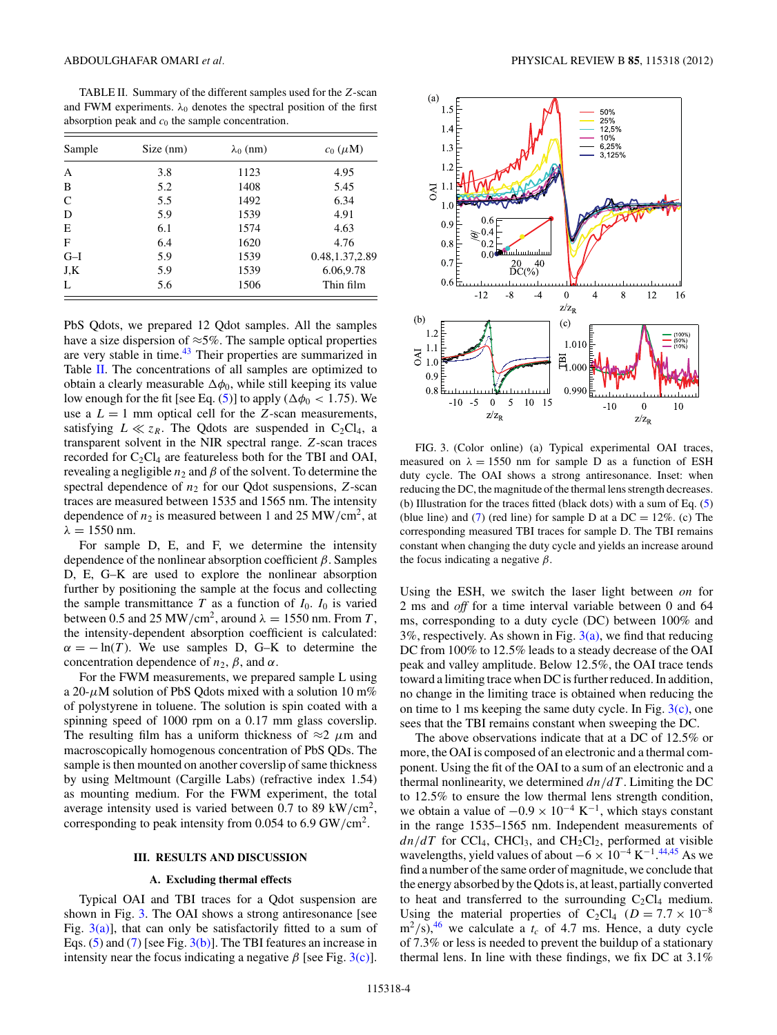TABLE II. Summary of the different samples used for the $Z$-scan and FWM experiments. $\lambda_0$ denotes the spectral position of the first absorption peak and $c_0$ the sample concentration.

| Sample | Size (nm) | $\lambda_0$ (nm) | $c_0$ ($\mu$M) |
|---|---|---|---|
| A | 3.8 | 1123 | 4.95 |
| B | 5.2 | 1408 | 5.45 |
| C | 5.5 | 1492 | 6.34 |
| D | 5.9 | 1539 | 4.91 |
| E | 6.1 | 1574 | 4.63 |
| F | 6.4 | 1620 | 4.76 |
| G–I | 5.9 | 1539 | 0.48,1.37,2.89 |
| J,K | 5.9 | 1539 | 6.06,9.78 |
| L | 5.6 | 1506 | Thin film |

PbS Qdots, we prepared 12 Qdot samples. All the samples have a size dispersion of ≈5%. The sample optical properties are very stable in time.[43] Their properties are summarized in Table II. The concentrations of all samples are optimized to obtain a clearly measurable $\Delta\phi_0$, while still keeping its value low enough for the fit [see Eq. (5)] to apply ($\Delta\phi_0 < 1.75$). We use a $L = 1$ mm optical cell for the $Z$-scan measurements, satisfying $L \ll z_R$. The Qdots are suspended in $C_2Cl_4$, a transparent solvent in the NIR spectral range. $Z$-scan traces recorded for $C_2Cl_4$ are featureless both for the TBI and OAI, revealing a negligible $n_2$ and $\beta$ of the solvent. To determine the spectral dependence of $n_2$ for our Qdot suspensions, $Z$-scan traces are measured between 1535 and 1565 nm. The intensity dependence of $n_2$ is measured between 1 and 25 MW/cm$^2$, at $\lambda = 1550$ nm.

For sample D, E, and F, we determine the intensity dependence of the nonlinear absorption coefficient $\beta$. Samples D, E, G–K are used to explore the nonlinear absorption further by positioning the sample at the focus and collecting the sample transmittance $T$ as a function of $I_0$. $I_0$ is varied between 0.5 and 25 MW/cm$^2$, around $\lambda = 1550$ nm. From $T$, the intensity-dependent absorption coefficient is calculated: $\alpha = -\ln(T)$. We use samples D, G–K to determine the concentration dependence of $n_2$, $\beta$, and $\alpha$.

For the FWM measurements, we prepared sample L using a 20-$\mu$M solution of PbS Qdots mixed with a solution 10 m% of polystyrene in toluene. The solution is spin coated with a spinning speed of 1000 rpm on a 0.17 mm glass coverslip. The resulting film has a uniform thickness of ≈2 $\mu$m and macroscopically homogenous concentration of PbS QDs. The sample is then mounted on another coverslip of same thickness by using Meltmount (Cargille Labs) (refractive index 1.54) as mounting medium. For the FWM experiment, the total average intensity used is varied between 0.7 to 89 kW/cm$^2$, corresponding to peak intensity from 0.054 to 6.9 GW/cm$^2$.

## III. RESULTS AND DISCUSSION

### A. Excluding thermal effects

Typical OAI and TBI traces for a Qdot suspension are shown in Fig. 3. The OAI shows a strong antiresonance [see Fig. 3(a)], that can only be satisfactorily fitted to a sum of Eqs. (5) and (7) [see Fig. 3(b)]. The TBI features an increase in intensity near the focus indicating a negative $\beta$ [see Fig. 3(c)].

FIG. 3. (Color online) (a) Typical experimental OAI traces, measured on $\lambda = 1550$ nm for sample D as a function of ESH duty cycle. The OAI shows a strong antiresonance. Inset: when reducing the DC, the magnitude of the thermal lens strength decreases. (b) Illustration for the traces fitted (black dots) with a sum of Eq. (5) (blue line) and (7) (red line) for sample D at a DC = 12%. (c) The corresponding measured TBI traces for sample D. The TBI remains constant when changing the duty cycle and yields an increase around the focus indicating a negative $\beta$.

Using the ESH, we switch the laser light between *on* for 2 ms and *off* for a time interval variable between 0 and 64 ms, corresponding to a duty cycle (DC) between 100% and 3%, respectively. As shown in Fig. 3(a), we find that reducing DC from 100% to 12.5% leads to a steady decrease of the OAI peak and valley amplitude. Below 12.5%, the OAI trace tends toward a limiting trace when DC is further reduced. In addition, no change in the limiting trace is obtained when reducing the on time to 1 ms keeping the same duty cycle. In Fig. 3(c), one sees that the TBI remains constant when sweeping the DC.

The above observations indicate that at a DC of 12.5% or more, the OAI is composed of an electronic and a thermal component. Using the fit of the OAI to a sum of an electronic and a thermal nonlinearity, we determined $dn/dT$. Limiting the DC to 12.5% to ensure the low thermal lens strength condition, we obtain a value of $-0.9 \times 10^{-4}$ K$^{-1}$, which stays constant in the range 1535–1565 nm. Independent measurements of $dn/dT$ for $CCl_4$, $CHCl_3$, and $CH_2Cl_2$, performed at visible wavelengths, yield values of about $-6 \times 10^{-4}$ K$^{-1}$.[44,45] As we find a number of the same order of magnitude, we conclude that the energy absorbed by the Qdots is, at least, partially converted to heat and transferred to the surrounding $C_2Cl_4$ medium. Using the material properties of $C_2Cl_4$ ($D = 7.7 \times 10^{-8}$ m$^2$/s),[46] we calculate a $t_c$ of 4.7 ms. Hence, a duty cycle of 7.3% or less is needed to prevent the buildup of a stationary thermal lens. In line with these findings, we fix DC at 3.1%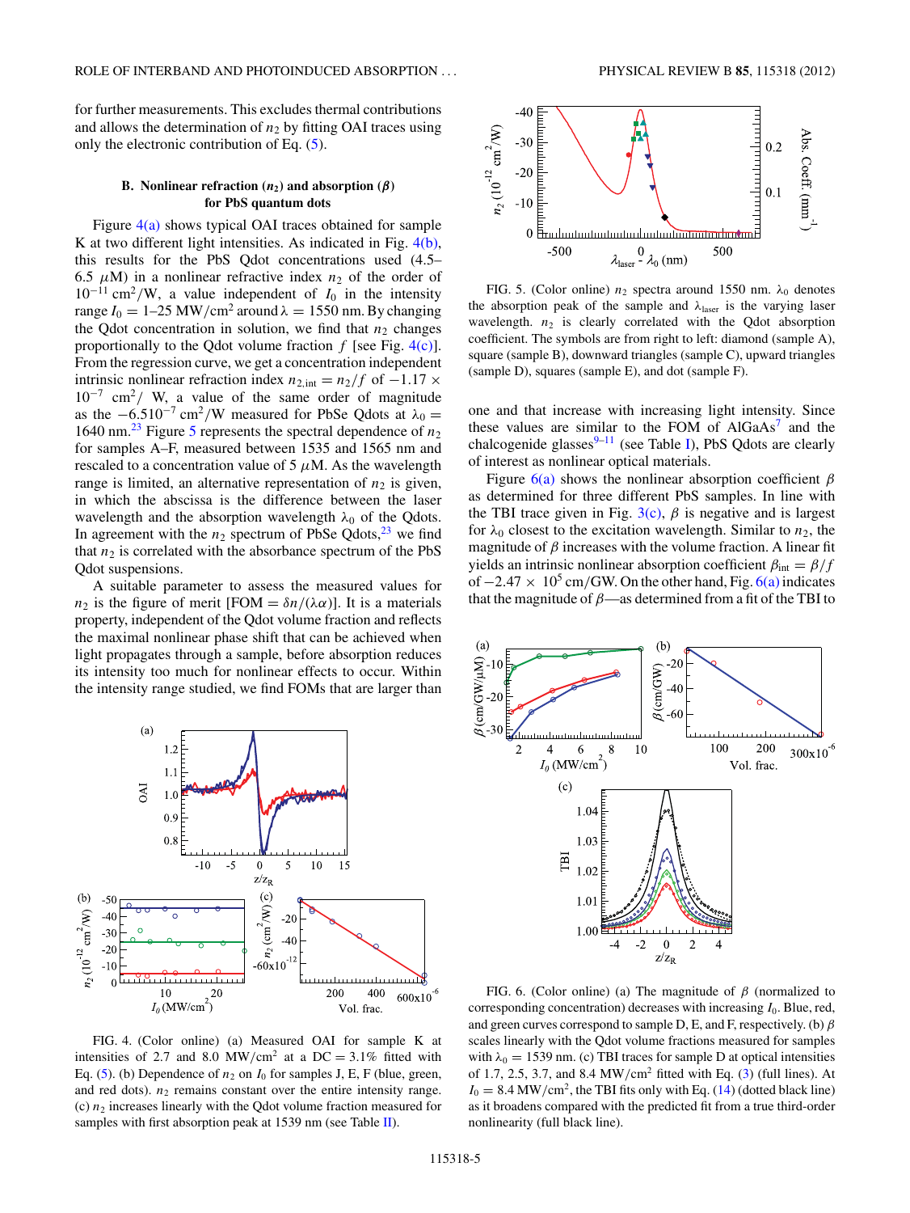for further measurements. This excludes thermal contributions and allows the determination of $n_2$ by fitting OAI traces using only the electronic contribution of Eq. (5).

### B. Nonlinear refraction ($n_2$) and absorption ($\beta$) for PbS quantum dots

Figure 4(a) shows typical OAI traces obtained for sample K at two different light intensities. As indicated in Fig. 4(b), this results for the PbS Qdot concentrations used (4.5–6.5 $\mu$M) in a nonlinear refractive index $n_2$ of the order of $10^{-11}$ cm$^2$/W, a value independent of $I_0$ in the intensity range $I_0 = 1$–$25$ MW/cm$^2$ around $\lambda = 1550$ nm. By changing the Qdot concentration in solution, we find that $n_2$ changes proportionally to the Qdot volume fraction $f$ [see Fig. 4(c)]. From the regression curve, we get a concentration independent intrinsic nonlinear refraction index $n_{2,\text{int}} = n_2/f$ of $-1.17 \times 10^{-7}$ cm$^2$/ W, a value of the same order of magnitude as the $-6.510^{-7}$ cm$^2$/W measured for PbSe Qdots at $\lambda_0 = 1640$ nm.[23] Figure 5 represents the spectral dependence of $n_2$ for samples A–F, measured between 1535 and 1565 nm and rescaled to a concentration value of 5 $\mu$M. As the wavelength range is limited, an alternative representation of $n_2$ is given, in which the abscissa is the difference between the laser wavelength and the absorption wavelength $\lambda_0$ of the Qdots. In agreement with the $n_2$ spectrum of PbSe Qdots,[23] we find that $n_2$ is correlated with the absorbance spectrum of the PbS Qdot suspensions.

A suitable parameter to assess the measured values for $n_2$ is the figure of merit [FOM $= \delta n/(\lambda\alpha)$]. It is a materials property, independent of the Qdot volume fraction and reflects the maximal nonlinear phase shift that can be achieved when light propagates through a sample, before absorption reduces its intensity too much for nonlinear effects to occur. Within the intensity range studied, we find FOMs that are larger than one and that increase with increasing light intensity. Since these values are similar to the FOM of AlGaAs[7] and the chalcogenide glasses[9–11] (see Table I), PbS Qdots are clearly of interest as nonlinear optical materials.

FIG. 4. (Color online) (a) Measured OAI for sample K at intensities of 2.7 and 8.0 MW/cm$^2$ at a DC $= 3.1\%$ fitted with Eq. (5). (b) Dependence of $n_2$ on $I_0$ for samples J, E, F (blue, green, and red dots). $n_2$ remains constant over the entire intensity range. (c) $n_2$ increases linearly with the Qdot volume fraction measured for samples with first absorption peak at 1539 nm (see Table II).

FIG. 5. (Color online) $n_2$ spectra around 1550 nm. $\lambda_0$ denotes the absorption peak of the sample and $\lambda_{\text{laser}}$ is the varying laser wavelength. $n_2$ is clearly correlated with the Qdot absorption coefficient. The symbols are from right to left: diamond (sample A), square (sample B), downward triangles (sample C), upward triangles (sample D), squares (sample E), and dot (sample F).

Figure 6(a) shows the nonlinear absorption coefficient $\beta$ as determined for three different PbS samples. In line with the TBI trace given in Fig. 3(c), $\beta$ is negative and is largest for $\lambda_0$ closest to the excitation wavelength. Similar to $n_2$, the magnitude of $\beta$ increases with the volume fraction. A linear fit yields an intrinsic nonlinear absorption coefficient $\beta_{\text{int}} = \beta/f$ of $-2.47 \times 10^5$ cm/GW. On the other hand, Fig. 6(a) indicates that the magnitude of $\beta$—as determined from a fit of the TBI to

FIG. 6. (Color online) (a) The magnitude of $\beta$ (normalized to corresponding concentration) decreases with increasing $I_0$. Blue, red, and green curves correspond to sample D, E, and F, respectively. (b) $\beta$ scales linearly with the Qdot volume fractions measured for samples with $\lambda_0 = 1539$ nm. (c) TBI traces for sample D at optical intensities of 1.7, 2.5, 3.7, and 8.4 MW/cm$^2$ fitted with Eq. (3) (full lines). At $I_0 = 8.4$ MW/cm$^2$, the TBI fits only with Eq. (14) (dotted black line) as it broadens compared with the predicted fit from a true third-order nonlinearity (full black line).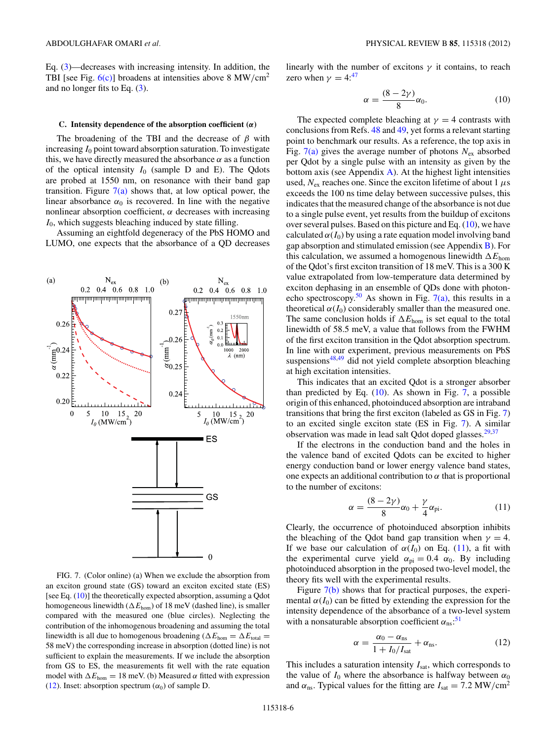Eq. (3)—decreases with increasing intensity. In addition, the TBI [see Fig. 6(c)] broadens at intensities above 8 MW/cm$^2$ and no longer fits to Eq. (3).

### C. Intensity dependence of the absorption coefficient ($\alpha$)

The broadening of the TBI and the decrease of $\beta$ with increasing $I_0$ point toward absorption saturation. To investigate this, we have directly measured the absorbance $\alpha$ as a function of the optical intensity $I_0$ (sample D and E). The Qdots are probed at 1550 nm, on resonance with their band gap transition. Figure 7(a) shows that, at low optical power, the linear absorbance $\alpha_0$ is recovered. In line with the negative nonlinear absorption coefficient, $\alpha$ decreases with increasing $I_0$, which suggests bleaching induced by state filling.

Assuming an eightfold degeneracy of the PbS HOMO and LUMO, one expects that the absorbance of a QD decreases linearly with the number of excitons $\gamma$ it contains, to reach zero when $\gamma = 4$:[47]

$$\alpha = \frac{(8 - 2\gamma)}{8}\alpha_0. \tag{10}$$

The expected complete bleaching at $\gamma = 4$ contrasts with conclusions from Refs. 48 and 49, yet forms a relevant starting point to benchmark our results. As a reference, the top axis in Fig. 7(a) gives the average number of photons $N_{ex}$ absorbed per Qdot by a single pulse with an intensity as given by the bottom axis (see Appendix A). At the highest light intensities used, $N_{ex}$ reaches one. Since the exciton lifetime of about 1 $\mu$s exceeds the 100 ns time delay between successive pulses, this indicates that the measured change of the absorbance is not due to a single pulse event, yet results from the buildup of excitons over several pulses. Based on this picture and Eq. (10), we have calculated $\alpha(I_0)$ by using a rate equation model involving band gap absorption and stimulated emission (see Appendix B). For this calculation, we assumed a homogenous linewidth $\Delta E_{hom}$ of the Qdot's first exciton transition of 18 meV. This is a 300 K value extrapolated from low-temperature data determined by exciton dephasing in an ensemble of QDs done with photon-echo spectroscopy.[50] As shown in Fig. 7(a), this results in a theoretical $\alpha(I_0)$ considerably smaller than the measured one. The same conclusion holds if $\Delta E_{hom}$ is set equal to the total linewidth of 58.5 meV, a value that follows from the FWHM of the first exciton transition in the Qdot absorption spectrum. In line with our experiment, previous measurements on PbS suspensions[48,49] did not yield complete absorption bleaching at high excitation intensities.

This indicates that an excited Qdot is a stronger absorber than predicted by Eq. (10). As shown in Fig. 7, a possible origin of this enhanced, photoinduced absorption are intraband transitions that bring the first exciton (labeled as GS in Fig. 7) to an excited single exciton state (ES in Fig. 7). A similar observation was made in lead salt Qdot doped glasses.[29,37]

If the electrons in the conduction band and the holes in the valence band of excited Qdots can be excited to higher energy conduction band or lower energy valence band states, one expects an additional contribution to $\alpha$ that is proportional to the number of excitons:

$$\alpha = \frac{(8 - 2\gamma)}{8}\alpha_0 + \frac{\gamma}{4}\alpha_{pi}. \tag{11}$$

Clearly, the occurrence of photoinduced absorption inhibits the bleaching of the Qdot band gap transition when $\gamma = 4$. If we base our calculation of $\alpha(I_0)$ on Eq. (11), a fit with the experimental curve yield $\alpha_{pi} = 0.4\ \alpha_0$. By including photoinduced absorption in the proposed two-level model, the theory fits well with the experimental results.

Figure 7(b) shows that for practical purposes, the experimental $\alpha(I_0)$ can be fitted by extending the expression for the intensity dependence of the absorbance of a two-level system with a nonsaturable absorption coefficient $\alpha_{ns}$:[51]

$$\alpha = \frac{\alpha_0 - \alpha_{ns}}{1 + I_0/I_{sat}} + \alpha_{ns}. \tag{12}$$

This includes a saturation intensity $I_{sat}$, which corresponds to the value of $I_0$ where the absorbance is halfway between $\alpha_0$ and $\alpha_{ns}$. Typical values for the fitting are $I_{sat} = 7.2$ MW/cm$^2$

FIG. 7. (Color online) (a) When we exclude the absorption from an exciton ground state (GS) toward an exciton excited state (ES) [see Eq. (10)] the theoretically expected absorption, assuming a Qdot homogeneous linewidth ($\Delta E_{hom}$) of 18 meV (dashed line), is smaller compared with the measured one (blue circles). Neglecting the contribution of the inhomogenous broadening and assuming the total linewidth is all due to homogenous broadening ($\Delta E_{hom} = \Delta E_{total} =$ 58 meV) the corresponding increase in absorption (dotted line) is not sufficient to explain the measurements. If we include the absorption from GS to ES, the measurements fit well with the rate equation model with $\Delta E_{hom} = 18$ meV. (b) Measured $\alpha$ fitted with expression (12). Inset: absorption spectrum ($\alpha_0$) of sample D.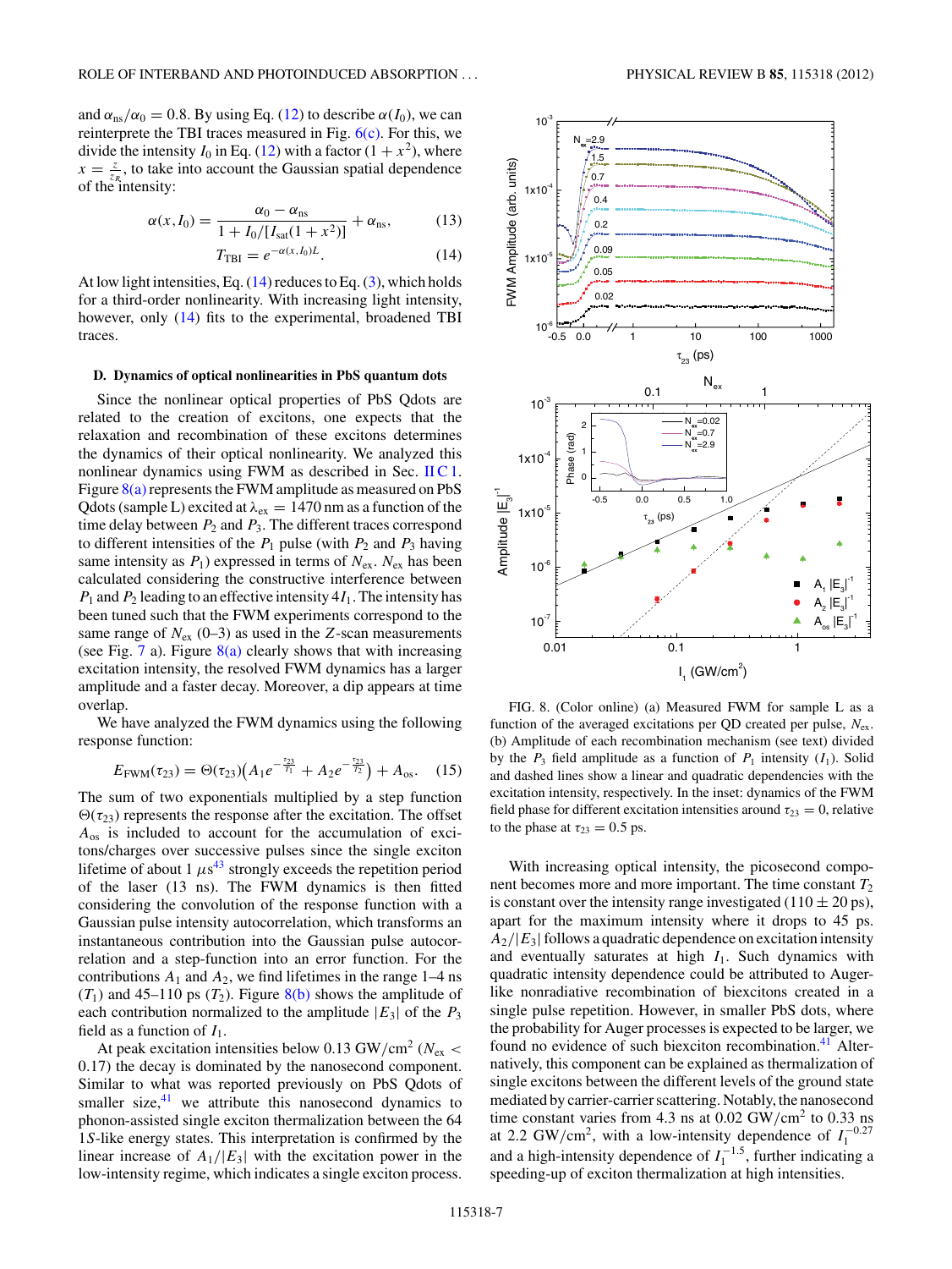and $\alpha_{ns}/\alpha_0 = 0.8$. By using Eq. (12) to describe $\alpha(I_0)$, we can reinterprete the TBI traces measured in Fig. 6(c). For this, we divide the intensity $I_0$ in Eq. (12) with a factor $(1 + x^2)$, where $x = \frac{z}{z_R}$, to take into account the Gaussian spatial dependence of the intensity:

$$\alpha(x, I_0) = \frac{\alpha_0 - \alpha_{ns}}{1 + I_0/[I_{sat}(1 + x^2)]} + \alpha_{ns}, \tag{13}$$

$$T_{TBI} = e^{-\alpha(x, I_0)L}. \tag{14}$$

At low light intensities, Eq. (14) reduces to Eq. (3), which holds for a third-order nonlinearity. With increasing light intensity, however, only (14) fits to the experimental, broadened TBI traces.

### D. Dynamics of optical nonlinearities in PbS quantum dots

Since the nonlinear optical properties of PbS Qdots are related to the creation of excitons, one expects that the relaxation and recombination of these excitons determines the dynamics of their optical nonlinearity. We analyzed this nonlinear dynamics using FWM as described in Sec. II C 1. Figure 8(a) represents the FWM amplitude as measured on PbS Qdots (sample L) excited at $\lambda_{ex} = 1470$ nm as a function of the time delay between $P_2$ and $P_3$. The different traces correspond to different intensities of the $P_1$ pulse (with $P_2$ and $P_3$ having same intensity as $P_1$) expressed in terms of $N_{ex}$. $N_{ex}$ has been calculated considering the constructive interference between $P_1$ and $P_2$ leading to an effective intensity $4I_1$. The intensity has been tuned such that the FWM experiments correspond to the same range of $N_{ex}$ (0–3) as used in the $Z$-scan measurements (see Fig. 7 a). Figure 8(a) clearly shows that with increasing excitation intensity, the resolved FWM dynamics has a larger amplitude and a faster decay. Moreover, a dip appears at time overlap.

We have analyzed the FWM dynamics using the following response function:

$$E_{FWM}(\tau_{23}) = \Theta(\tau_{23})\left(A_1 e^{-\frac{\tau_{23}}{T_1}} + A_2 e^{-\frac{\tau_{23}}{T_2}}\right) + A_{os}. \tag{15}$$

The sum of two exponentials multiplied by a step function $\Theta(\tau_{23})$ represents the response after the excitation. The offset $A_{os}$ is included to account for the accumulation of excitons/charges over successive pulses since the single exciton lifetime of about 1 $\mu$s[43] strongly exceeds the repetition period of the laser (13 ns). The FWM dynamics is then fitted considering the convolution of the response function with a Gaussian pulse intensity autocorrelation, which transforms an instantaneous contribution into the Gaussian pulse autocorrelation and a step-function into an error function. For the contributions $A_1$ and $A_2$, we find lifetimes in the range 1–4 ns ($T_1$) and 45–110 ps ($T_2$). Figure 8(b) shows the amplitude of each contribution normalized to the amplitude $|E_3|$ of the $P_3$ field as a function of $I_1$.

At peak excitation intensities below 0.13 GW/cm$^2$ ($N_{ex} < 0.17$) the decay is dominated by the nanosecond component. Similar to what was reported previously on PbS Qdots of smaller size,[41] we attribute this nanosecond dynamics to phonon-assisted single exciton thermalization between the 64 1$S$-like energy states. This interpretation is confirmed by the linear increase of $A_1/|E_3|$ with the excitation power in the low-intensity regime, which indicates a single exciton process.

FIG. 8. (Color online) (a) Measured FWM for sample L as a function of the averaged excitations per QD created per pulse, $N_{ex}$. (b) Amplitude of each recombination mechanism (see text) divided by the $P_3$ field amplitude as a function of $P_1$ intensity ($I_1$). Solid and dashed lines show a linear and quadratic dependencies with the excitation intensity, respectively. In the inset: dynamics of the FWM field phase for different excitation intensities around $\tau_{23} = 0$, relative to the phase at $\tau_{23} = 0.5$ ps.

With increasing optical intensity, the picosecond component becomes more and more important. The time constant $T_2$ is constant over the intensity range investigated ($110 \pm 20$ ps), apart for the maximum intensity where it drops to 45 ps. $A_2/|E_3|$ follows a quadratic dependence on excitation intensity and eventually saturates at high $I_1$. Such dynamics with quadratic intensity dependence could be attributed to Auger-like nonradiative recombination of biexcitons created in a single pulse repetition. However, in smaller PbS dots, where the probability for Auger processes is expected to be larger, we found no evidence of such biexciton recombination.[41] Alternatively, this component can be explained as thermalization of single excitons between the different levels of the ground state mediated by carrier-carrier scattering. Notably, the nanosecond time constant varies from 4.3 ns at 0.02 GW/cm$^2$ to 0.33 ns at 2.2 GW/cm$^2$, with a low-intensity dependence of $I_1^{-0.27}$ and a high-intensity dependence of $I_1^{-1.5}$, further indicating a speeding-up of exciton thermalization at high intensities.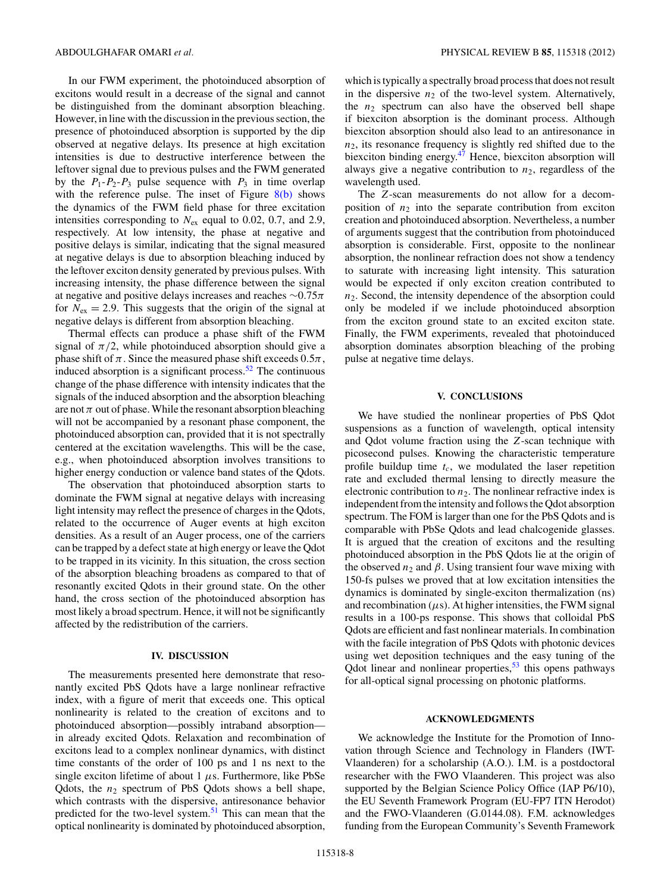In our FWM experiment, the photoinduced absorption of excitons would result in a decrease of the signal and cannot be distinguished from the dominant absorption bleaching. However, in line with the discussion in the previous section, the presence of photoinduced absorption is supported by the dip observed at negative delays. Its presence at high excitation intensities is due to destructive interference between the leftover signal due to previous pulses and the FWM generated by the $P_1$-$P_2$-$P_3$ pulse sequence with $P_3$ in time overlap with the reference pulse. The inset of Figure 8(b) shows the dynamics of the FWM field phase for three excitation intensities corresponding to $N_{ex}$ equal to 0.02, 0.7, and 2.9, respectively. At low intensity, the phase at negative and positive delays is similar, indicating that the signal measured at negative delays is due to absorption bleaching induced by the leftover exciton density generated by previous pulses. With increasing intensity, the phase difference between the signal at negative and positive delays increases and reaches $\sim 0.75\pi$ for $N_{ex} = 2.9$. This suggests that the origin of the signal at negative delays is different from absorption bleaching.

Thermal effects can produce a phase shift of the FWM signal of $\pi/2$, while photoinduced absorption should give a phase shift of $\pi$. Since the measured phase shift exceeds $0.5\pi$, induced absorption is a significant process.[52] The continuous change of the phase difference with intensity indicates that the signals of the induced absorption and the absorption bleaching are not $\pi$ out of phase. While the resonant absorption bleaching will not be accompanied by a resonant phase component, the photoinduced absorption can, provided that it is not spectrally centered at the excitation wavelengths. This will be the case, e.g., when photoinduced absorption involves transitions to higher energy conduction or valence band states of the Qdots.

The observation that photoinduced absorption starts to dominate the FWM signal at negative delays with increasing light intensity may reflect the presence of charges in the Qdots, related to the occurrence of Auger events at high exciton densities. As a result of an Auger process, one of the carriers can be trapped by a defect state at high energy or leave the Qdot to be trapped in its vicinity. In this situation, the cross section of the absorption bleaching broadens as compared to that of resonantly excited Qdots in their ground state. On the other hand, the cross section of the photoinduced absorption has most likely a broad spectrum. Hence, it will not be significantly affected by the redistribution of the carriers.

## IV. DISCUSSION

The measurements presented here demonstrate that resonantly excited PbS Qdots have a large nonlinear refractive index, with a figure of merit that exceeds one. This optical nonlinearity is related to the creation of excitons and to photoinduced absorption—possibly intraband absorption—in already excited Qdots. Relaxation and recombination of excitons lead to a complex nonlinear dynamics, with distinct time constants of the order of 100 ps and 1 ns next to the single exciton lifetime of about 1 $\mu$s. Furthermore, like PbSe Qdots, the $n_2$ spectrum of PbS Qdots shows a bell shape, which contrasts with the dispersive, antiresonance behavior predicted for the two-level system.[51] This can mean that the optical nonlinearity is dominated by photoinduced absorption, which is typically a spectrally broad process that does not result in the dispersive $n_2$ of the two-level system. Alternatively, the $n_2$ spectrum can also have the observed bell shape if biexciton absorption is the dominant process. Although biexciton absorption should also lead to an antiresonance in $n_2$, its resonance frequency is slightly red shifted due to the biexciton binding energy.[47] Hence, biexciton absorption will always give a negative contribution to $n_2$, regardless of the wavelength used.

The $Z$-scan measurements do not allow for a decomposition of $n_2$ into the separate contribution from exciton creation and photoinduced absorption. Nevertheless, a number of arguments suggest that the contribution from photoinduced absorption is considerable. First, opposite to the nonlinear absorption, the nonlinear refraction does not show a tendency to saturate with increasing light intensity. This saturation would be expected if only exciton creation contributed to $n_2$. Second, the intensity dependence of the absorption could only be modeled if we include photoinduced absorption from the exciton ground state to an excited exciton state. Finally, the FWM experiments, revealed that photoinduced absorption dominates absorption bleaching of the probing pulse at negative time delays.

## V. CONCLUSIONS

We have studied the nonlinear properties of PbS Qdot suspensions as a function of wavelength, optical intensity and Qdot volume fraction using the $Z$-scan technique with picosecond pulses. Knowing the characteristic temperature profile buildup time $t_c$, we modulated the laser repetition rate and excluded thermal lensing to directly measure the electronic contribution to $n_2$. The nonlinear refractive index is independent from the intensity and follows the Qdot absorption spectrum. The FOM is larger than one for the PbS Qdots and is comparable with PbSe Qdots and lead chalcogenide glasses. It is argued that the creation of excitons and the resulting photoinduced absorption in the PbS Qdots lie at the origin of the observed $n_2$ and $\beta$. Using transient four wave mixing with 150-fs pulses we proved that at low excitation intensities the dynamics is dominated by single-exciton thermalization (ns) and recombination ($\mu$s). At higher intensities, the FWM signal results in a 100-ps response. This shows that colloidal PbS Qdots are efficient and fast nonlinear materials. In combination with the facile integration of PbS Qdots with photonic devices using wet deposition techniques and the easy tuning of the Qdot linear and nonlinear properties,[53] this opens pathways for all-optical signal processing on photonic platforms.

## ACKNOWLEDGMENTS

We acknowledge the Institute for the Promotion of Innovation through Science and Technology in Flanders (IWT-Vlaanderen) for a scholarship (A.O.). I.M. is a postdoctoral researcher with the FWO Vlaanderen. This project was also supported by the Belgian Science Policy Office (IAP P6/10), the EU Seventh Framework Program (EU-FP7 ITN Herodot) and the FWO-Vlaanderen (G.0144.08). F.M. acknowledges funding from the European Community's Seventh Framework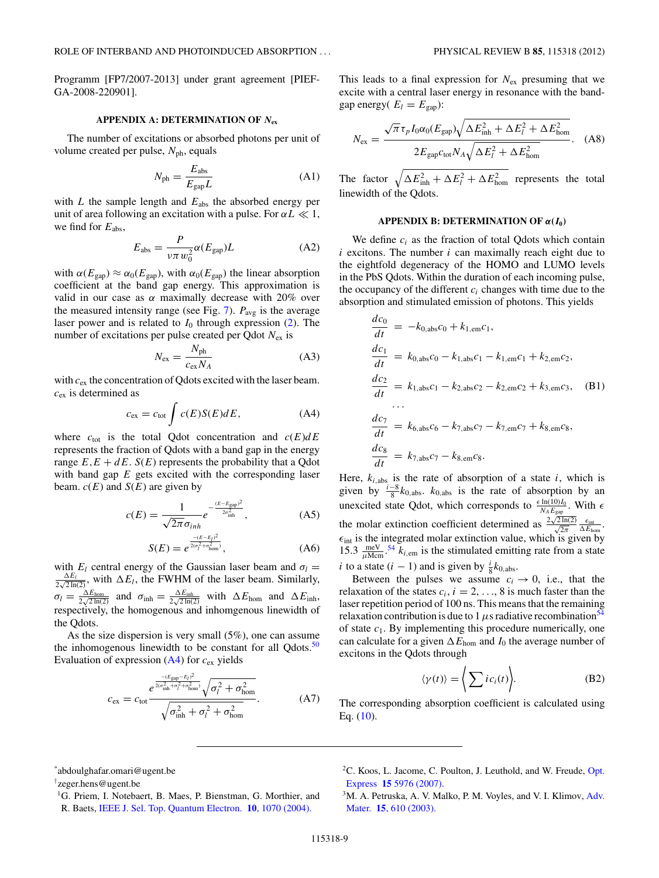Programm [FP7/2007-2013] under grant agreement [PIEF-GA-2008-220901].

## APPENDIX A: DETERMINATION OF $N_{\rm ex}$

The number of excitations or absorbed photons per unit of volume created per pulse, $N_{\rm ph}$, equals

$$N_{\rm ph} = \frac{E_{\rm abs}}{E_{\rm gap} L} \tag{A1}$$

with $L$ the sample length and $E_{\rm abs}$ the absorbed energy per unit of area following an excitation with a pulse. For $\alpha L \ll 1$, we find for $E_{\rm abs}$,

$$E_{\rm abs} = \frac{P}{\nu \pi w_0^2} \alpha(E_{\rm gap}) L \tag{A2}$$

with $\alpha(E_{\rm gap}) \approx \alpha_0(E_{\rm gap})$, with $\alpha_0(E_{\rm gap})$ the linear absorption coefficient at the band gap energy. This approximation is valid in our case as $\alpha$ maximally decrease with 20% over the measured intensity range (see Fig. 7). $P_{\rm avg}$ is the average laser power and is related to $I_0$ through expression (2). The number of excitations per pulse created per Qdot $N_{\rm ex}$ is

$$N_{\rm ex} = \frac{N_{\rm ph}}{c_{\rm ex} N_A} \tag{A3}$$

with $c_{\rm ex}$ the concentration of Qdots excited with the laser beam. $c_{\rm ex}$ is determined as

$$c_{\rm ex} = c_{\rm tot} \int c(E) S(E) dE, \tag{A4}$$

where $c_{\rm tot}$ is the total Qdot concentration and $c(E)dE$ represents the fraction of Qdots with a band gap in the energy range $E, E + dE$. $S(E)$ represents the probability that a Qdot with band gap $E$ gets excited with the corresponding laser beam. $c(E)$ and $S(E)$ are given by

$$c(E) = \frac{1}{\sqrt{2\pi}\sigma_{inh}} e^{-\frac{(E-E_{\rm gap})^2}{2\sigma_{\rm inh}^2}}, \tag{A5}$$

$$S(E) = e^{\frac{-(E-E_l)^2}{2(\sigma_l^2+\sigma_{\rm hom}^2)}}, \tag{A6}$$

with $E_l$ central energy of the Gaussian laser beam and $\sigma_l = \frac{\Delta E_l}{2\sqrt{2\ln(2)}}$, with $\Delta E_l$, the FWHM of the laser beam. Similarly, $\sigma_l = \frac{\Delta E_{\rm hom}}{2\sqrt{2\ln(2)}}$ and $\sigma_{\rm inh} = \frac{\Delta E_{\rm inh}}{2\sqrt{2\ln(2)}}$ with $\Delta E_{\rm hom}$ and $\Delta E_{\rm inh}$, respectively, the homogenous and inhomgenous linewidth of the Qdots.

As the size dispersion is very small (5%), one can assume the inhomogenous linewidth to be constant for all Qdots.[50] Evaluation of expression (A4) for $c_{\rm ex}$ yields

$$c_{\rm ex} = c_{\rm tot} \frac{e^{\frac{-(E_{\rm gap}-E_l)^2}{2(\sigma_{\rm inh}^2+\sigma_l^2+\sigma_{\rm hom}^2)}} \sqrt{\sigma_l^2 + \sigma_{\rm hom}^2}}{\sqrt{\sigma_{\rm inh}^2 + \sigma_l^2 + \sigma_{\rm hom}^2}}. \tag{A7}$$

This leads to a final expression for $N_{\rm ex}$ presuming that we excite with a central laser energy in resonance with the band-gap energy( $E_l = E_{\rm gap}$):

$$N_{\rm ex} = \frac{\sqrt{\pi}\tau_p I_0 \alpha_0(E_{\rm gap}) \sqrt{\Delta E_{\rm inh}^2 + \Delta E_l^2 + \Delta E_{\rm hom}^2}}{2E_{\rm gap} c_{\rm tot} N_A \sqrt{\Delta E_l^2 + \Delta E_{\rm hom}^2}}. \tag{A8}$$

The factor $\sqrt{\Delta E_{\rm inh}^2 + \Delta E_l^2 + \Delta E_{\rm hom}^2}$ represents the total linewidth of the Qdots.

## APPENDIX B: DETERMINATION OF $\alpha(I_0)$

We define $c_i$ as the fraction of total Qdots which contain $i$ excitons. The number $i$ can maximally reach eight due to the eightfold degeneracy of the HOMO and LUMO levels in the PbS Qdots. Within the duration of each incoming pulse, the occupancy of the different $c_i$ changes with time due to the absorption and stimulated emission of photons. This yields

$$\begin{aligned}
\frac{dc_0}{dt} &= -k_{0,\rm abs} c_0 + k_{1,\rm em} c_1, \\
\frac{dc_1}{dt} &= k_{0,\rm abs} c_0 - k_{1,\rm abs} c_1 - k_{1,\rm em} c_1 + k_{2,\rm em} c_2, \\
\frac{dc_2}{dt} &= k_{1,\rm abs} c_1 - k_{2,\rm abs} c_2 - k_{2,\rm em} c_2 + k_{3,\rm em} c_3, \\
&\ldots \\
\frac{dc_7}{dt} &= k_{6,\rm abs} c_6 - k_{7,\rm abs} c_7 - k_{7,\rm em} c_7 + k_{8,\rm em} c_8, \\
\frac{dc_8}{dt} &= k_{7,\rm abs} c_7 - k_{8,\rm em} c_8.
\end{aligned} \tag{B1}$$

Here, $k_{i,\rm abs}$ is the rate of absorption of a state $i$, which is given by $\frac{i-8}{8} k_{0,\rm abs}$. $k_{0,\rm abs}$ is the rate of absorption by an unexcited state Qdot, which corresponds to $\frac{\epsilon \ln(10) I_0}{N_A E_{\rm gap}}$. With $\epsilon$ the molar extinction coefficient determined as $\frac{2\sqrt{2\ln(2)}}{\sqrt{2\pi}} \frac{\epsilon_{\rm int}}{\Delta E_{\rm hom}}$. $\epsilon_{\rm int}$ is the integrated molar extinction value, which is given by $15.3 \frac{\rm meV}{\mu \rm Mcm}$.[54] $k_{i,\rm em}$ is the stimulated emitting rate from a state $i$ to a state $(i-1)$ and is given by $\frac{i}{8} k_{0,\rm abs}$.

Between the pulses we assume $c_i \rightarrow 0$, i.e., that the relaxation of the states $c_i, i = 2, \ldots, 8$ is much faster than the laser repetition period of 100 ns. This means that the remaining relaxation contribution is due to 1 $\mu$s radiative recombination[54] of state $c_1$. By implementing this procedure numerically, one can calculate for a given $\Delta E_{\rm hom}$ and $I_0$ the average number of excitons in the Qdots through

$$\langle \gamma(t) \rangle = \left\langle \sum i c_i(t) \right\rangle. \tag{B2}$$

The corresponding absorption coefficient is calculated using Eq. (10).

---

*abdoulghafar.omari@ugent.be

†zeger.hens@ugent.be

[1] G. Priem, I. Notebaert, B. Maes, P. Bienstman, G. Morthier, and R. Baets, IEEE J. Sel. Top. Quantum Electron. **10**, 1070 (2004).

[2] C. Koos, L. Jacome, C. Poulton, J. Leuthold, and W. Freude, Opt. Express **15** 5976 (2007).

[3] M. A. Petruska, A. V. Malko, P. M. Voyles, and V. I. Klimov, Adv. Mater. **15**, 610 (2003).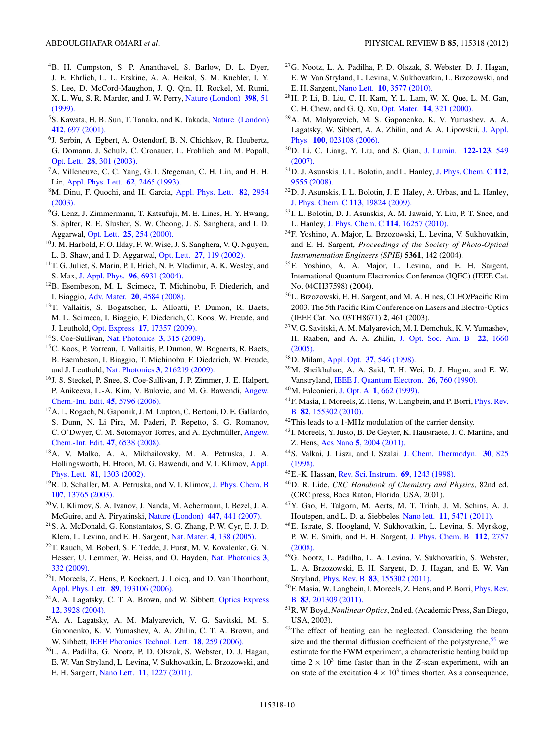[4] B. H. Cumpston, S. P. Ananthavel, S. Barlow, D. L. Dyer, J. E. Ehrlich, L. L. Erskine, A. A. Heikal, S. M. Kuebler, I. Y. S. Lee, D. McCord-Maughon, J. Q. Qin, H. Rockel, M. Rumi, X. L. Wu, S. R. Marder, and J. W. Perry, Nature (London) **398**, 51 (1999).

[5] S. Kawata, H. B. Sun, T. Tanaka, and K. Takada, Nature (London) **412**, 697 (2001).

[6] J. Serbin, A. Egbert, A. Ostendorf, B. N. Chichkov, R. Houbertz, G. Domann, J. Schulz, C. Cronauer, L. Frohlich, and M. Popall, Opt. Lett. **28**, 301 (2003).

[7] A. Villeneuve, C. C. Yang, G. I. Stegeman, C. H. Lin, and H. H. Lin, Appl. Phys. Lett. **62**, 2465 (1993).

[8] M. Dinu, F. Quochi, and H. Garcia, Appl. Phys. Lett. **82**, 2954 (2003).

[9] G. Lenz, J. Zimmermann, T. Katsufuji, M. E. Lines, H. Y. Hwang, S. Splter, R. E. Slusher, S. W. Cheong, J. S. Sanghera, and I. D. Aggarwal, Opt. Lett. **25**, 254 (2000).

[10] J. M. Harbold, F. O. Ilday, F. W. Wise, J. S. Sanghera, V. Q. Nguyen, L. B. Shaw, and I. D. Aggarwal, Opt. Lett. **27**, 119 (2002).

[11] T. G. Juliet, S. Marin, P. I. Erich, N. F. Vladimir, A. K. Wesley, and S. Max, J. Appl. Phys. **96**, 6931 (2004).

[12] B. Esembeson, M. L. Scimeca, T. Michinobu, F. Diederich, and I. Biaggio, Adv. Mater. **20**, 4584 (2008).

[13] T. Vallaitis, S. Bogatscher, L. Alloatti, P. Dumon, R. Baets, M. L. Scimeca, I. Biaggio, F. Diederich, C. Koos, W. Freude, and J. Leuthold, Opt. Express **17**, 17357 (2009).

[14] S. Coe-Sullivan, Nat. Photonics **3**, 315 (2009).

[15] C. Koos, P. Vorreau, T. Vallaitis, P. Dumon, W. Bogaerts, R. Baets, B. Esembeson, I. Biaggio, T. Michinobu, F. Diederich, W. Freude, and J. Leuthold, Nat. Photonics **3**, 216219 (2009).

[16] J. S. Steckel, P. Snee, S. Coe-Sullivan, J. P. Zimmer, J. E. Halpert, P. Anikeeva, L.-A. Kim, V. Bulovic, and M. G. Bawendi, Angew. Chem.-Int. Edit. **45**, 5796 (2006).

[17] A. L. Rogach, N. Gaponik, J. M. Lupton, C. Bertoni, D. E. Gallardo, S. Dunn, N. Li Pira, M. Paderi, P. Repetto, S. G. Romanov, C. O'Dwyer, C. M. Sotomayor Torres, and A. Eychmüller, Angew. Chem.-Int. Edit. **47**, 6538 (2008).

[18] A. V. Malko, A. A. Mikhailovsky, M. A. Petruska, J. A. Hollingsworth, H. Htoon, M. G. Bawendi, and V. I. Klimov, Appl. Phys. Lett. **81**, 1303 (2002).

[19] R. D. Schaller, M. A. Petruska, and V. I. Klimov, J. Phys. Chem. B **107**, 13765 (2003).

[20] V. I. Klimov, S. A. Ivanov, J. Nanda, M. Achermann, I. Bezel, J. A. McGuire, and A. Piryatinski, Nature (London) **447**, 441 (2007).

[21] S. A. McDonald, G. Konstantatos, S. G. Zhang, P. W. Cyr, E. J. D. Klem, L. Levina, and E. H. Sargent, Nat. Mater. **4**, 138 (2005).

[22] T. Rauch, M. Boberl, S. F. Tedde, J. Furst, M. V. Kovalenko, G. N. Hesser, U. Lemmer, W. Heiss, and O. Hayden, Nat. Photonics **3**, 332 (2009).

[23] I. Moreels, Z. Hens, P. Kockaert, J. Loicq, and D. Van Thourhout, Appl. Phys. Lett. **89**, 193106 (2006).

[24] A. A. Lagatsky, C. T. A. Brown, and W. Sibbett, Optics Express **12**, 3928 (2004).

[25] A. A. Lagatsky, A. M. Malyarevich, V. G. Savitski, M. S. Gaponenko, K. V. Yumashev, A. A. Zhilin, C. T. A. Brown, and W. Sibbett, IEEE Photonics Technol. Lett. **18**, 259 (2006).

[26] L. A. Padilha, G. Nootz, P. D. Olszak, S. Webster, D. J. Hagan, E. W. Van Stryland, L. Levina, V. Sukhovatkin, L. Brzozowski, and E. H. Sargent, Nano Lett. **11**, 1227 (2011).

[27] G. Nootz, L. A. Padilha, P. D. Olszak, S. Webster, D. J. Hagan, E. W. Van Stryland, L. Levina, V. Sukhovatkin, L. Brzozowski, and E. H. Sargent, Nano Lett. **10**, 3577 (2010).

[28] H. P. Li, B. Liu, C. H. Kam, Y. L. Lam, W. X. Que, L. M. Gan, C. H. Chew, and G. Q. Xu, Opt. Mater. **14**, 321 (2000).

[29] A. M. Malyarevich, M. S. Gaponenko, K. V. Yumashev, A. A. Lagatsky, W. Sibbett, A. A. Zhilin, and A. A. Lipovskii, J. Appl. Phys. **100**, 023108 (2006).

[30] D. Li, C. Liang, Y. Liu, and S. Qian, J. Lumin. **122-123**, 549 (2007).

[31] D. J. Asunskis, I. L. Bolotin, and L. Hanley, J. Phys. Chem. C **112**, 9555 (2008).

[32] D. J. Asunskis, I. L. Bolotin, J. E. Haley, A. Urbas, and L. Hanley, J. Phys. Chem. C **113**, 19824 (2009).

[33] I. L. Bolotin, D. J. Asunskis, A. M. Jawaid, Y. Liu, P. T. Snee, and L. Hanley, J. Phys. Chem. C **114**, 16257 (2010).

[34] F. Yoshino, A. Major, L. Brzozowski, L. Levina, V. Sukhovatkin, and E. H. Sargent, *Proceedings of the Society of Photo-Optical Instrumentation Engineers (SPIE)* **5361**, 142 (2004).

[35] F. Yoshino, A. A. Major, L. Levina, and E. H. Sargent, International Quantum Electronics Conference (IQEC) (IEEE Cat. No. 04CH37598) (2004).

[36] L. Brzozowski, E. H. Sargent, and M. A. Hines, CLEO/Pacific Rim 2003. The 5th Pacific Rim Conference on Lasers and Electro-Optics (IEEE Cat. No. 03TH8671) **2**, 461 (2003).

[37] V. G. Savitski, A. M. Malyarevich, M. I. Demchuk, K. V. Yumashev, H. Raaben, and A. A. Zhilin, J. Opt. Soc. Am. B **22**, 1660 (2005).

[38] D. Milam, Appl. Opt. **37**, 546 (1998).

[39] M. Sheikbahae, A. A. Said, T. H. Wei, D. J. Hagan, and E. W. Vanstryland, IEEE J. Quantum Electron. **26**, 760 (1990).

[40] M. Falconieri, J. Opt. A **1**, 662 (1999).

[41] F. Masia, I. Moreels, Z. Hens, W. Langbein, and P. Borri, Phys. Rev. B **82**, 155302 (2010).

[42] This leads to a 1-MHz modulation of the carrier density.

[43] I. Moreels, Y. Justo, B. De Geyter, K. Haustraete, J. C. Martins, and Z. Hens, Acs Nano **5**, 2004 (2011).

[44] S. Valkai, J. Liszi, and I. Szalai, J. Chem. Thermodyn. **30**, 825 (1998).

[45] E.-K. Hassan, Rev. Sci. Instrum. **69**, 1243 (1998).

[46] D. R. Lide, *CRC Handbook of Chemistry and Physics*, 82nd ed. (CRC press, Boca Raton, Florida, USA, 2001).

[47] Y. Gao, E. Talgorn, M. Aerts, M. T. Trinh, J. M. Schins, A. J. Houtepen, and L. D. a. Siebbeles, Nano lett. **11**, 5471 (2011).

[48] E. Istrate, S. Hoogland, V. Sukhovatkin, L. Levina, S. Myrskog, P. W. E. Smith, and E. H. Sargent, J. Phys. Chem. B **112**, 2757 (2008).

[49] G. Nootz, L. Padilha, L. A. Levina, V. Sukhovatkin, S. Webster, L. A. Brzozowski, E. H. Sargent, D. J. Hagan, and E. W. Van Stryland, Phys. Rev. B **83**, 155302 (2011).

[50] F. Masia, W. Langbein, I. Moreels, Z. Hens, and P. Borri, Phys. Rev. B **83**, 201309 (2011).

[51] R. W. Boyd, *Nonlinear Optics*, 2nd ed. (Academic Press, San Diego, USA, 2003).

[52] The effect of heating can be neglected. Considering the beam size and the thermal diffusion coefficient of the polystyrene,[55] we estimate for the FWM experiment, a characteristic heating build up time $2 \times 10^3$ time faster than in the $Z$-scan experiment, with an on state of the excitation $4 \times 10^3$ times shorter. As a consequence,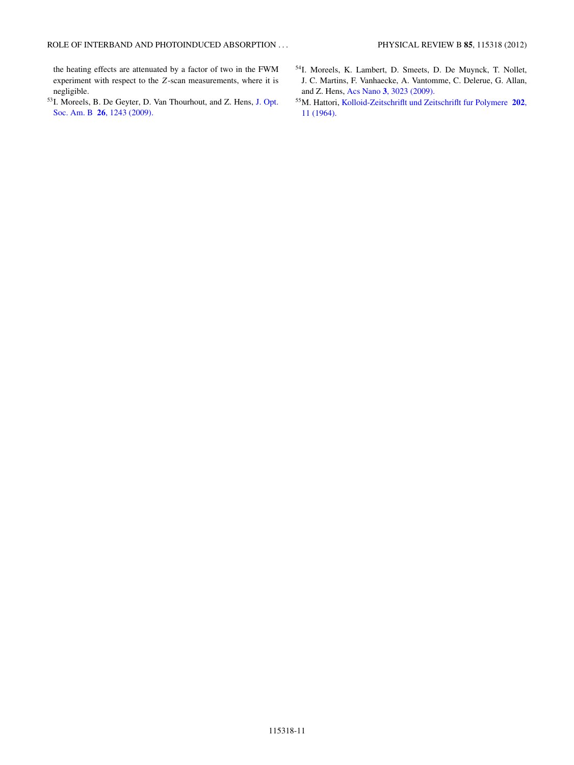the heating effects are attenuated by a factor of two in the FWM experiment with respect to the $Z$-scan measurements, where it is negligible.

[53] I. Moreels, B. De Geyter, D. Van Thourhout, and Z. Hens, J. Opt. Soc. Am. B **26**, 1243 (2009).

[54] I. Moreels, K. Lambert, D. Smeets, D. De Muynck, T. Nollet, J. C. Martins, F. Vanhaecke, A. Vantomme, C. Delerue, G. Allan, and Z. Hens, Acs Nano **3**, 3023 (2009).

[55] M. Hattori, Kolloid-Zeitschriflt und Zeitschriflt fur Polymere **202**, 11 (1964).